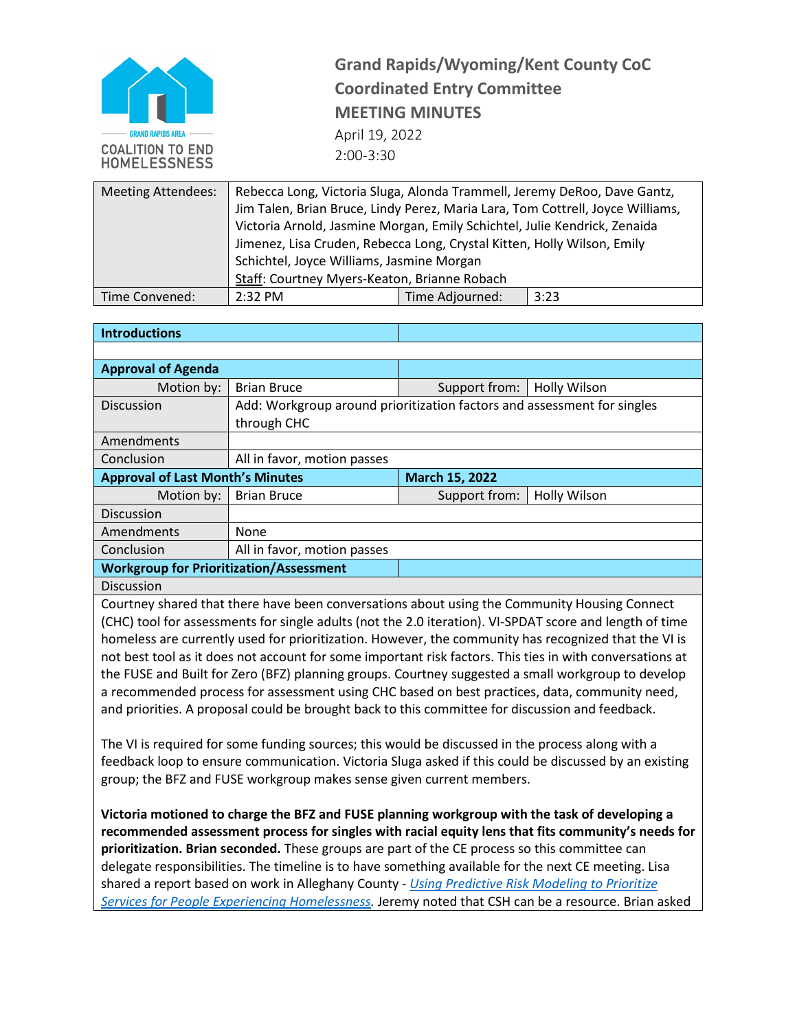# Grand Rapids/Wyoming/Kent County CoC
## Coordinated Entry Committee
## MEETING MINUTES

April 19, 2022
2:00-3:30

| Meeting Attendees: | Rebecca Long, Victoria Sluga, Alonda Trammell, Jeremy DeRoo, Dave Gantz, Jim Talen, Brian Bruce, Lindy Perez, Maria Lara, Tom Cottrell, Joyce Williams, Victoria Arnold, Jasmine Morgan, Emily Schichtel, Julie Kendrick, Zenaida Jimenez, Lisa Cruden, Rebecca Long, Crystal Kitten, Holly Wilson, Emily Schichtel, Joyce Williams, Jasmine Morgan<br>Staff: Courtney Myers-Keaton, Brianne Robach | | |
|---|---|---|---|
| Time Convened: | 2:32 PM | Time Adjourned: | 3:23 |

| **Introductions** | | | |
|---|---|---|---|
| | | | |
| **Approval of Agenda** | | | |
| Motion by: | Brian Bruce | Support from: | Holly Wilson |
| Discussion | Add: Workgroup around prioritization factors and assessment for singles through CHC | | |
| Amendments | | | |
| Conclusion | All in favor, motion passes | | |
| **Approval of Last Month's Minutes** | | **March 15, 2022** | |
| Motion by: | Brian Bruce | Support from: | Holly Wilson |
| Discussion | | | |
| Amendments | None | | |
| Conclusion | All in favor, motion passes | | |
| **Workgroup for Prioritization/Assessment** | | | |
| Discussion | | | |

Courtney shared that there have been conversations about using the Community Housing Connect (CHC) tool for assessments for single adults (not the 2.0 iteration). VI-SPDAT score and length of time homeless are currently used for prioritization. However, the community has recognized that the VI is not best tool as it does not account for some important risk factors. This ties in with conversations at the FUSE and Built for Zero (BFZ) planning groups. Courtney suggested a small workgroup to develop a recommended process for assessment using CHC based on best practices, data, community need, and priorities. A proposal could be brought back to this committee for discussion and feedback.

The VI is required for some funding sources; this would be discussed in the process along with a feedback loop to ensure communication. Victoria Sluga asked if this could be discussed by an existing group; the BFZ and FUSE workgroup makes sense given current members.

**Victoria motioned to charge the BFZ and FUSE planning workgroup with the task of developing a recommended assessment process for singles with racial equity lens that fits community's needs for prioritization. Brian seconded.** These groups are part of the CE process so this committee can delegate responsibilities. The timeline is to have something available for the next CE meeting. Lisa shared a report based on work in Alleghany County - *Using Predictive Risk Modeling to Prioritize Services for People Experiencing Homelessness*. Jeremy noted that CSH can be a resource. Brian asked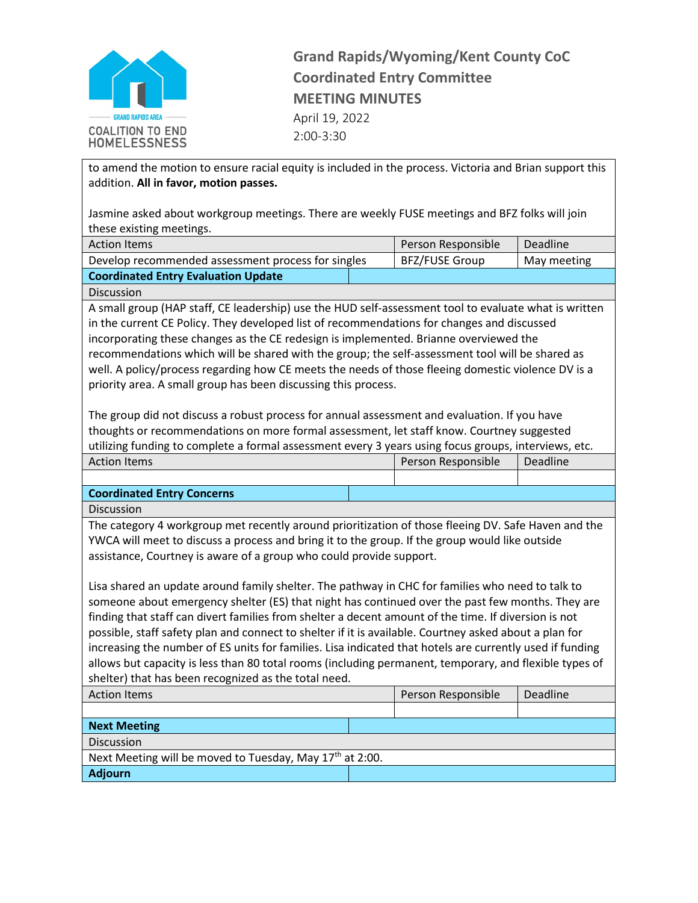to amend the motion to ensure racial equity is included in the process. Victoria and Brian support this addition. **All in favor, motion passes.**

Jasmine asked about workgroup meetings. There are weekly FUSE meetings and BFZ folks will join these existing meetings.

| Action Items | Person Responsible | Deadline |
|---|---|---|
| Develop recommended assessment process for singles | BFZ/FUSE Group | May meeting |

## Coordinated Entry Evaluation Update

**Discussion**

A small group (HAP staff, CE leadership) use the HUD self-assessment tool to evaluate what is written in the current CE Policy. They developed list of recommendations for changes and discussed incorporating these changes as the CE redesign is implemented. Brianne overviewed the recommendations which will be shared with the group; the self-assessment tool will be shared as well. A policy/process regarding how CE meets the needs of those fleeing domestic violence DV is a priority area. A small group has been discussing this process.

The group did not discuss a robust process for annual assessment and evaluation. If you have thoughts or recommendations on more formal assessment, let staff know. Courtney suggested utilizing funding to complete a formal assessment every 3 years using focus groups, interviews, etc.

| Action Items | Person Responsible | Deadline |
|---|---|---|
| | | |

## Coordinated Entry Concerns

**Discussion**

The category 4 workgroup met recently around prioritization of those fleeing DV. Safe Haven and the YWCA will meet to discuss a process and bring it to the group. If the group would like outside assistance, Courtney is aware of a group who could provide support.

Lisa shared an update around family shelter. The pathway in CHC for families who need to talk to someone about emergency shelter (ES) that night has continued over the past few months. They are finding that staff can divert families from shelter a decent amount of the time. If diversion is not possible, staff safety plan and connect to shelter if it is available. Courtney asked about a plan for increasing the number of ES units for families. Lisa indicated that hotels are currently used if funding allows but capacity is less than 80 total rooms (including permanent, temporary, and flexible types of shelter) that has been recognized as the total need.

| Action Items | Person Responsible | Deadline |
|---|---|---|
| | | |

## Next Meeting

**Discussion**

Next Meeting will be moved to Tuesday, May 17th at 2:00.

## Adjourn